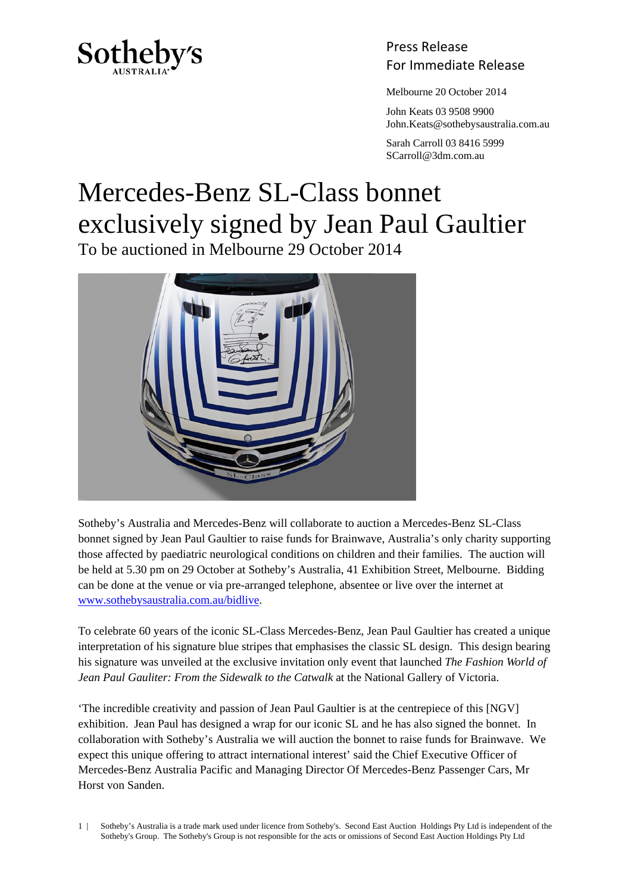Sotheby's AUSTRALIA

Press Release
For Immediate Release

Melbourne 20 October 2014

John Keats 03 9508 9900
John.Keats@sothebysaustralia.com.au

Sarah Carroll 03 8416 5999
SCarroll@3dm.com.au

# Mercedes-Benz SL-Class bonnet exclusively signed by Jean Paul Gaultier

To be auctioned in Melbourne 29 October 2014

Sotheby's Australia and Mercedes-Benz will collaborate to auction a Mercedes-Benz SL-Class bonnet signed by Jean Paul Gaultier to raise funds for Brainwave, Australia's only charity supporting those affected by paediatric neurological conditions on children and their families. The auction will be held at 5.30 pm on 29 October at Sotheby's Australia, 41 Exhibition Street, Melbourne. Bidding can be done at the venue or via pre-arranged telephone, absentee or live over the internet at [www.sothebysaustralia.com.au/bidlive](www.sothebysaustralia.com.au/bidlive).

To celebrate 60 years of the iconic SL-Class Mercedes-Benz, Jean Paul Gaultier has created a unique interpretation of his signature blue stripes that emphasises the classic SL design. This design bearing his signature was unveiled at the exclusive invitation only event that launched *The Fashion World of Jean Paul Gauliter: From the Sidewalk to the Catwalk* at the National Gallery of Victoria.

'The incredible creativity and passion of Jean Paul Gaultier is at the centrepiece of this [NGV] exhibition. Jean Paul has designed a wrap for our iconic SL and he has also signed the bonnet. In collaboration with Sotheby's Australia we will auction the bonnet to raise funds for Brainwave. We expect this unique offering to attract international interest' said the Chief Executive Officer of Mercedes-Benz Australia Pacific and Managing Director Of Mercedes-Benz Passenger Cars, Mr Horst von Sanden.

Sotheby's Australia is a trade mark used under licence from Sotheby's. Second East Auction Holdings Pty Ltd is independent of the Sotheby's Group. The Sotheby's Group is not responsible for the acts or omissions of Second East Auction Holdings Pty Ltd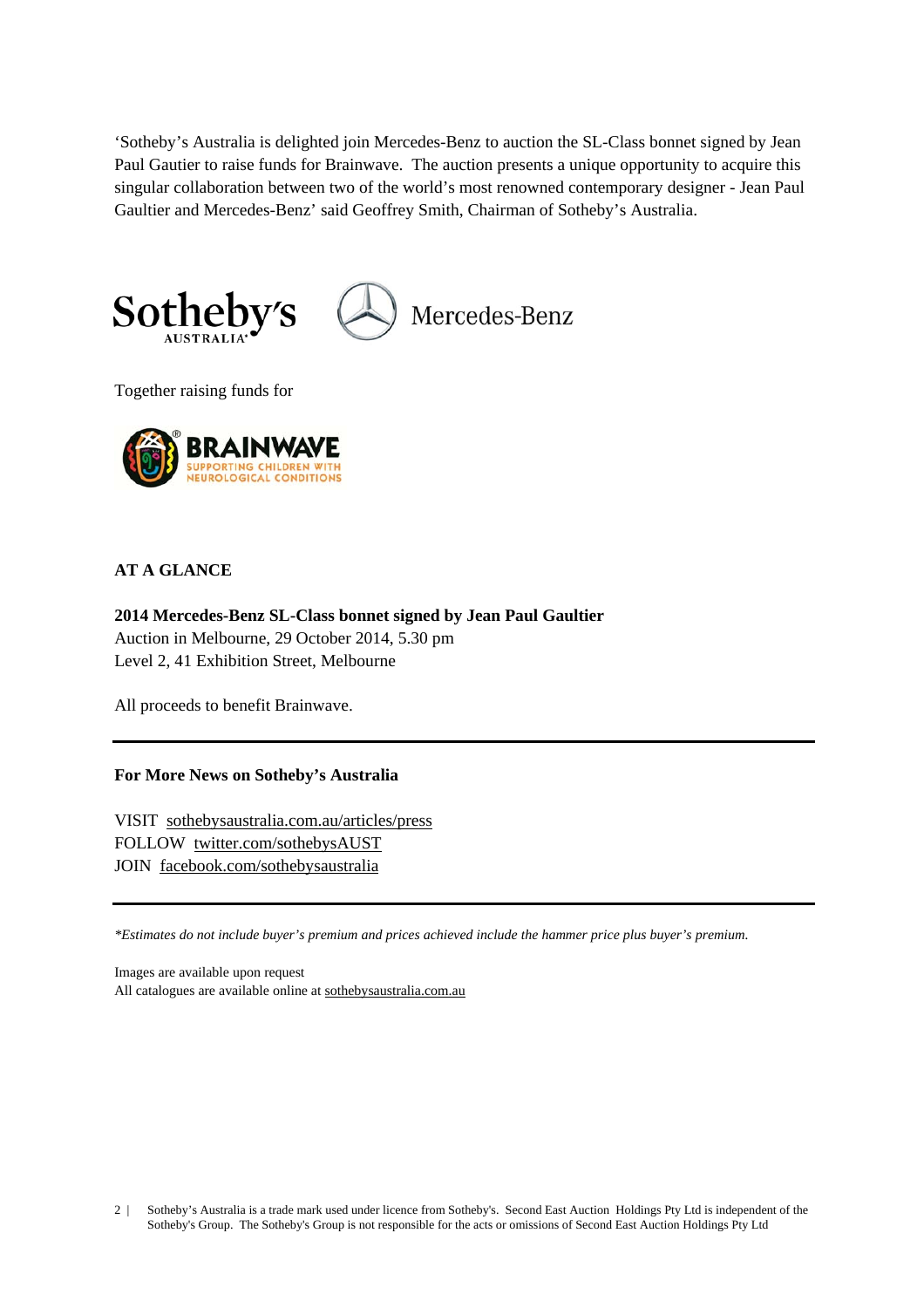'Sotheby's Australia is delighted join Mercedes-Benz to auction the SL-Class bonnet signed by Jean Paul Gautier to raise funds for Brainwave. The auction presents a unique opportunity to acquire this singular collaboration between two of the world's most renowned contemporary designer - Jean Paul Gaultier and Mercedes-Benz' said Geoffrey Smith, Chairman of Sotheby's Australia.

Sotheby's AUSTRALIA

Mercedes-Benz

Together raising funds for

BRAINWAVE
SUPPORTING CHILDREN WITH NEUROLOGICAL CONDITIONS

**AT A GLANCE**

**2014 Mercedes-Benz SL-Class bonnet signed by Jean Paul Gaultier**
Auction in Melbourne, 29 October 2014, 5.30 pm
Level 2, 41 Exhibition Street, Melbourne

All proceeds to benefit Brainwave.

---

**For More News on Sotheby's Australia**

VISIT sothebysaustralia.com.au/articles/press
FOLLOW twitter.com/sothebysAUST
JOIN facebook.com/sothebysaustralia

---

*\*Estimates do not include buyer's premium and prices achieved include the hammer price plus buyer's premium.*

Images are available upon request
All catalogues are available online at sothebysaustralia.com.au

Sotheby's Australia is a trade mark used under licence from Sotheby's. Second East Auction Holdings Pty Ltd is independent of the Sotheby's Group. The Sotheby's Group is not responsible for the acts or omissions of Second East Auction Holdings Pty Ltd